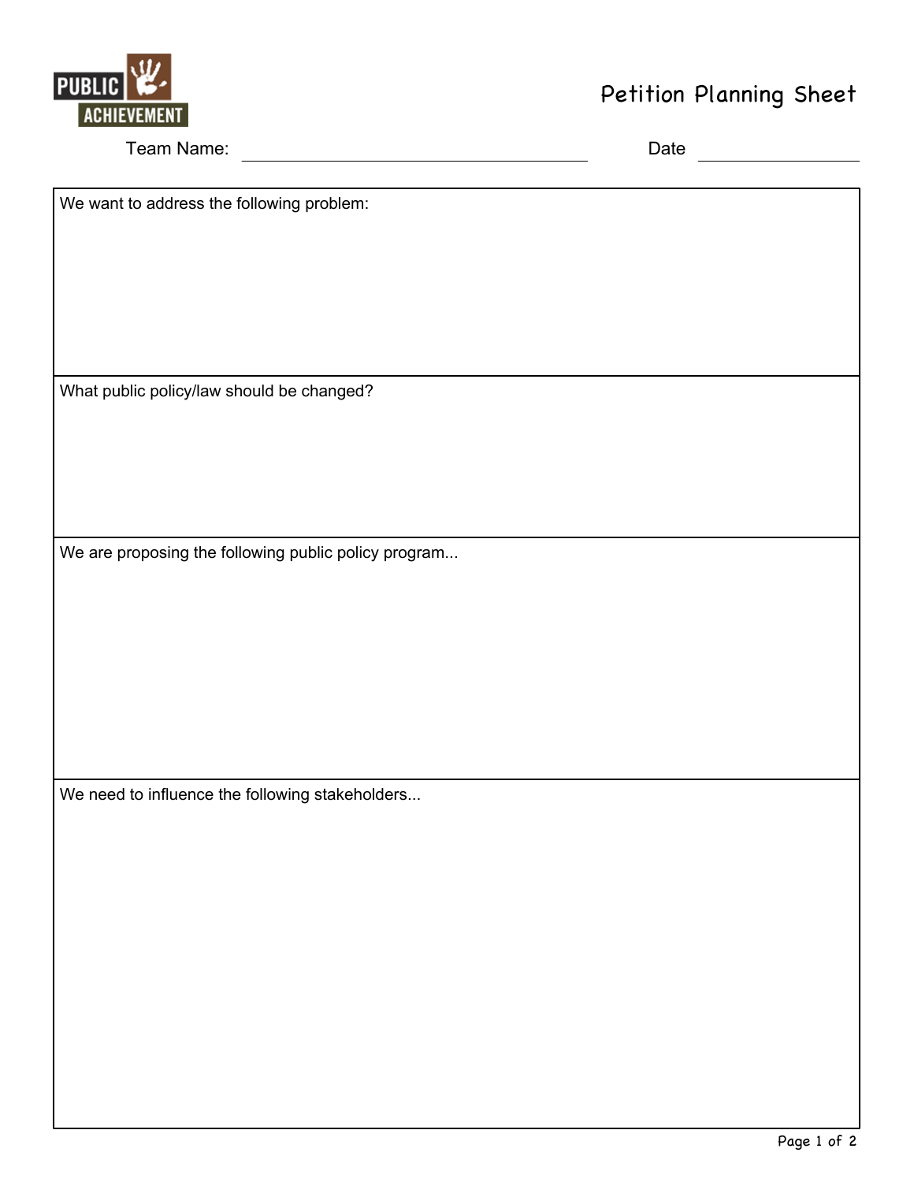PUBLIC ACHIEVEMENT

# Petition Planning Sheet

Team Name: ______________________________ Date ______________

| We want to address the following problem: |
|---|
| |

| What public policy/law should be changed? |
|---|
| |

| We are proposing the following public policy program... |
|---|
| |

| We need to influence the following stakeholders... |
|---|
| |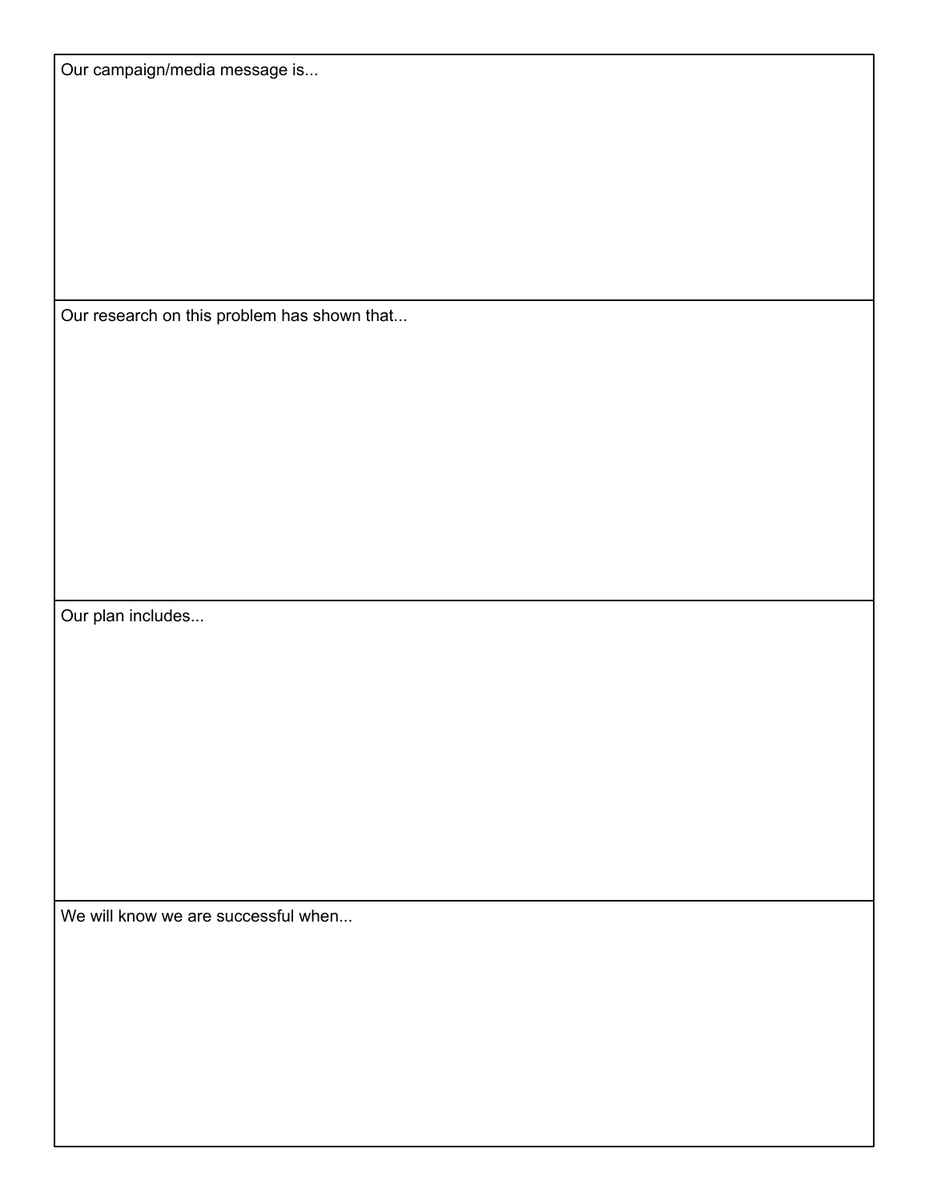| |
| --- |
| Our campaign/media message is... |
| Our research on this problem has shown that... |
| Our plan includes... |
| We will know we are successful when... |